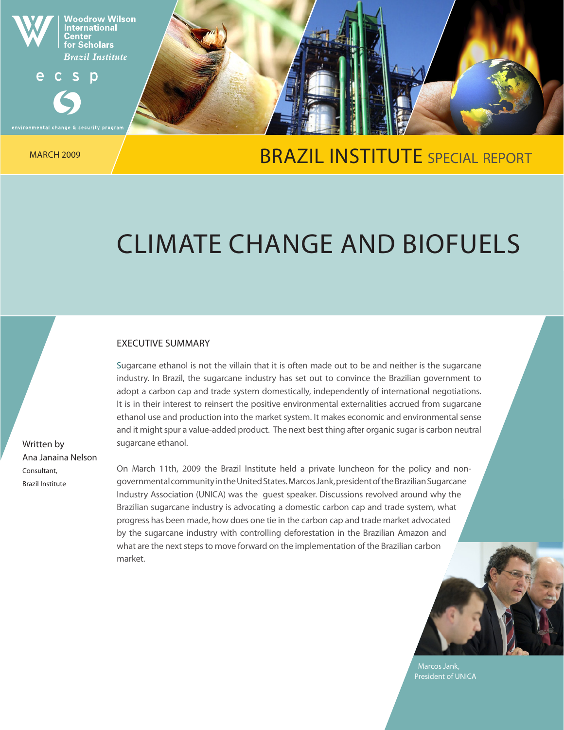Woodrow Wilson International Center for Scholars
*Brazil Institute*

ecsp
environmental change & security program

MARCH 2009

BRAZIL INSTITUTE SPECIAL REPORT

# CLIMATE CHANGE AND BIOFUELS

Written by
Ana Janaina Nelson
Consultant,
Brazil Institute

## EXECUTIVE SUMMARY

Sugarcane ethanol is not the villain that it is often made out to be and neither is the sugarcane industry. In Brazil, the sugarcane industry has set out to convince the Brazilian government to adopt a carbon cap and trade system domestically, independently of international negotiations. It is in their interest to reinsert the positive environmental externalities accrued from sugarcane ethanol use and production into the market system. It makes economic and environmental sense and it might spur a value-added product. The next best thing after organic sugar is carbon neutral sugarcane ethanol.

On March 11th, 2009 the Brazil Institute held a private luncheon for the policy and non-governmental community in the United States. Marcos Jank, president of the Brazilian Sugarcane Industry Association (UNICA) was the guest speaker. Discussions revolved around why the Brazilian sugarcane industry is advocating a domestic carbon cap and trade system, what progress has been made, how does one tie in the carbon cap and trade market advocated by the sugarcane industry with controlling deforestation in the Brazilian Amazon and what are the next steps to move forward on the implementation of the Brazilian carbon market.

Marcos Jank,
President of UNICA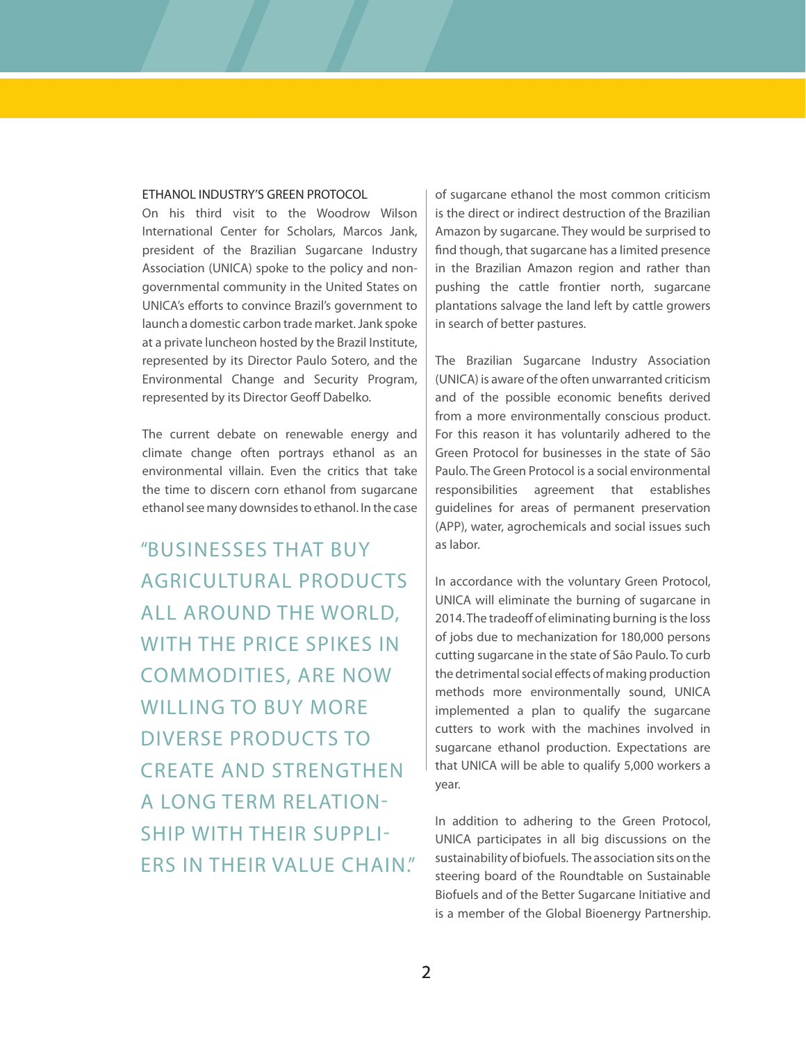## ETHANOL INDUSTRY'S GREEN PROTOCOL

On his third visit to the Woodrow Wilson International Center for Scholars, Marcos Jank, president of the Brazilian Sugarcane Industry Association (UNICA) spoke to the policy and non-governmental community in the United States on UNICA's efforts to convince Brazil's government to launch a domestic carbon trade market. Jank spoke at a private luncheon hosted by the Brazil Institute, represented by its Director Paulo Sotero, and the Environmental Change and Security Program, represented by its Director Geoff Dabelko.

The current debate on renewable energy and climate change often portrays ethanol as an environmental villain. Even the critics that take the time to discern corn ethanol from sugarcane ethanol see many downsides to ethanol. In the case of sugarcane ethanol the most common criticism is the direct or indirect destruction of the Brazilian Amazon by sugarcane. They would be surprised to find though, that sugarcane has a limited presence in the Brazilian Amazon region and rather than pushing the cattle frontier north, sugarcane plantations salvage the land left by cattle growers in search of better pastures.

> "BUSINESSES THAT BUY AGRICULTURAL PRODUCTS ALL AROUND THE WORLD, WITH THE PRICE SPIKES IN COMMODITIES, ARE NOW WILLING TO BUY MORE DIVERSE PRODUCTS TO CREATE AND STRENGTHEN A LONG TERM RELATIONSHIP WITH THEIR SUPPLIERS IN THEIR VALUE CHAIN."

The Brazilian Sugarcane Industry Association (UNICA) is aware of the often unwarranted criticism and of the possible economic benefits derived from a more environmentally conscious product. For this reason it has voluntarily adhered to the Green Protocol for businesses in the state of São Paulo. The Green Protocol is a social environmental responsibilities agreement that establishes guidelines for areas of permanent preservation (APP), water, agrochemicals and social issues such as labor.

In accordance with the voluntary Green Protocol, UNICA will eliminate the burning of sugarcane in 2014. The tradeoff of eliminating burning is the loss of jobs due to mechanization for 180,000 persons cutting sugarcane in the state of São Paulo. To curb the detrimental social effects of making production methods more environmentally sound, UNICA implemented a plan to qualify the sugarcane cutters to work with the machines involved in sugarcane ethanol production. Expectations are that UNICA will be able to qualify 5,000 workers a year.

In addition to adhering to the Green Protocol, UNICA participates in all big discussions on the sustainability of biofuels. The association sits on the steering board of the Roundtable on Sustainable Biofuels and of the Better Sugarcane Initiative and is a member of the Global Bioenergy Partnership.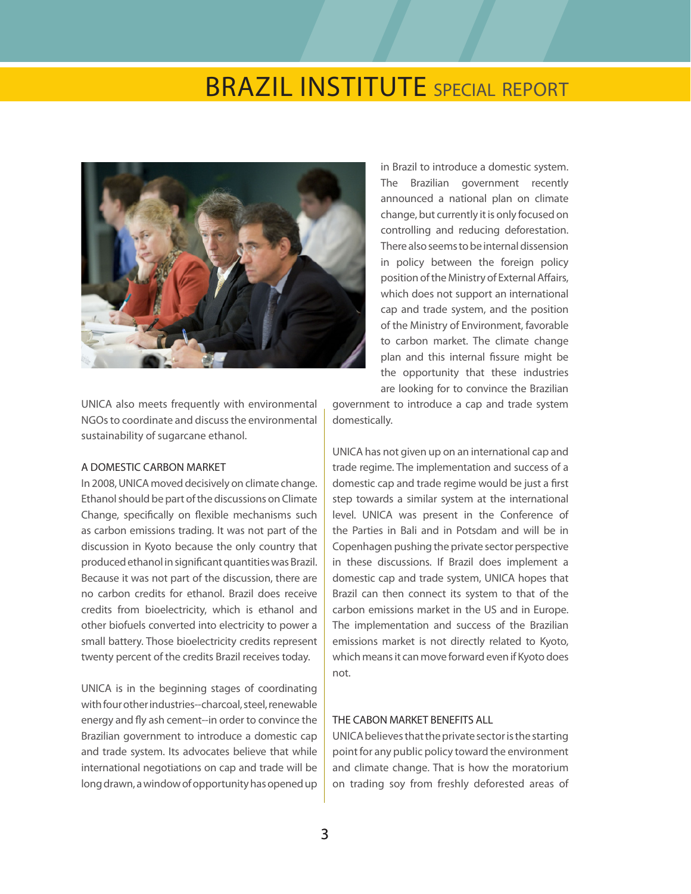UNICA also meets frequently with environmental NGOs to coordinate and discuss the environmental sustainability of sugarcane ethanol.

## A DOMESTIC CARBON MARKET

In 2008, UNICA moved decisively on climate change. Ethanol should be part of the discussions on Climate Change, specifically on flexible mechanisms such as carbon emissions trading. It was not part of the discussion in Kyoto because the only country that produced ethanol in significant quantities was Brazil. Because it was not part of the discussion, there are no carbon credits for ethanol. Brazil does receive credits from bioelectricity, which is ethanol and other biofuels converted into electricity to power a small battery. Those bioelectricity credits represent twenty percent of the credits Brazil receives today.

UNICA is in the beginning stages of coordinating with four other industries--charcoal, steel, renewable energy and fly ash cement--in order to convince the Brazilian government to introduce a domestic cap and trade system. Its advocates believe that while international negotiations on cap and trade will be long drawn, a window of opportunity has opened up in Brazil to introduce a domestic system. The Brazilian government recently announced a national plan on climate change, but currently it is only focused on controlling and reducing deforestation. There also seems to be internal dissension in policy between the foreign policy position of the Ministry of External Affairs, which does not support an international cap and trade system, and the position of the Ministry of Environment, favorable to carbon market. The climate change plan and this internal fissure might be the opportunity that these industries are looking for to convince the Brazilian government to introduce a cap and trade system domestically.

UNICA has not given up on an international cap and trade regime. The implementation and success of a domestic cap and trade regime would be just a first step towards a similar system at the international level. UNICA was present in the Conference of the Parties in Bali and in Potsdam and will be in Copenhagen pushing the private sector perspective in these discussions. If Brazil does implement a domestic cap and trade system, UNICA hopes that Brazil can then connect its system to that of the carbon emissions market in the US and in Europe. The implementation and success of the Brazilian emissions market is not directly related to Kyoto, which means it can move forward even if Kyoto does not.

## THE CABON MARKET BENEFITS ALL

UNICA believes that the private sector is the starting point for any public policy toward the environment and climate change. That is how the moratorium on trading soy from freshly deforested areas of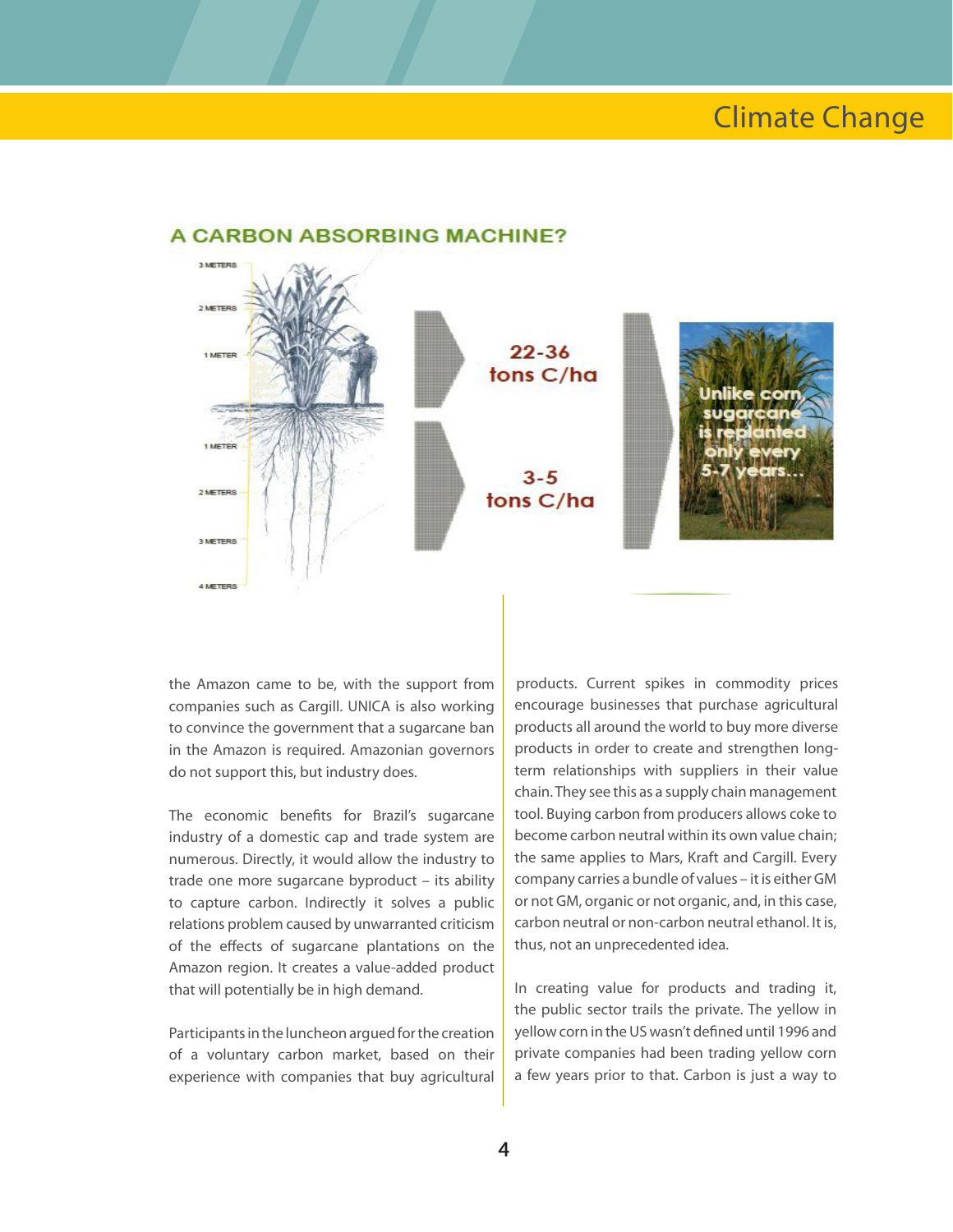## A CARBON ABSORBING MACHINE?

3 METERS
2 METERS
1 METER
1 METER
2 METERS
3 METERS
4 METERS

22-36 tons C/ha

3-5 tons C/ha

Unlike corn, sugarcane is replanted only every 5-7 years...

the Amazon came to be, with the support from companies such as Cargill. UNICA is also working to convince the government that a sugarcane ban in the Amazon is required. Amazonian governors do not support this, but industry does.

The economic benefits for Brazil's sugarcane industry of a domestic cap and trade system are numerous. Directly, it would allow the industry to trade one more sugarcane byproduct – its ability to capture carbon. Indirectly it solves a public relations problem caused by unwarranted criticism of the effects of sugarcane plantations on the Amazon region. It creates a value-added product that will potentially be in high demand.

Participants in the luncheon argued for the creation of a voluntary carbon market, based on their experience with companies that buy agricultural products. Current spikes in commodity prices encourage businesses that purchase agricultural products all around the world to buy more diverse products in order to create and strengthen long-term relationships with suppliers in their value chain. They see this as a supply chain management tool. Buying carbon from producers allows coke to become carbon neutral within its own value chain; the same applies to Mars, Kraft and Cargill. Every company carries a bundle of values – it is either GM or not GM, organic or not organic, and, in this case, carbon neutral or non-carbon neutral ethanol. It is, thus, not an unprecedented idea.

In creating value for products and trading it, the public sector trails the private. The yellow in yellow corn in the US wasn't defined until 1996 and private companies had been trading yellow corn a few years prior to that. Carbon is just a way to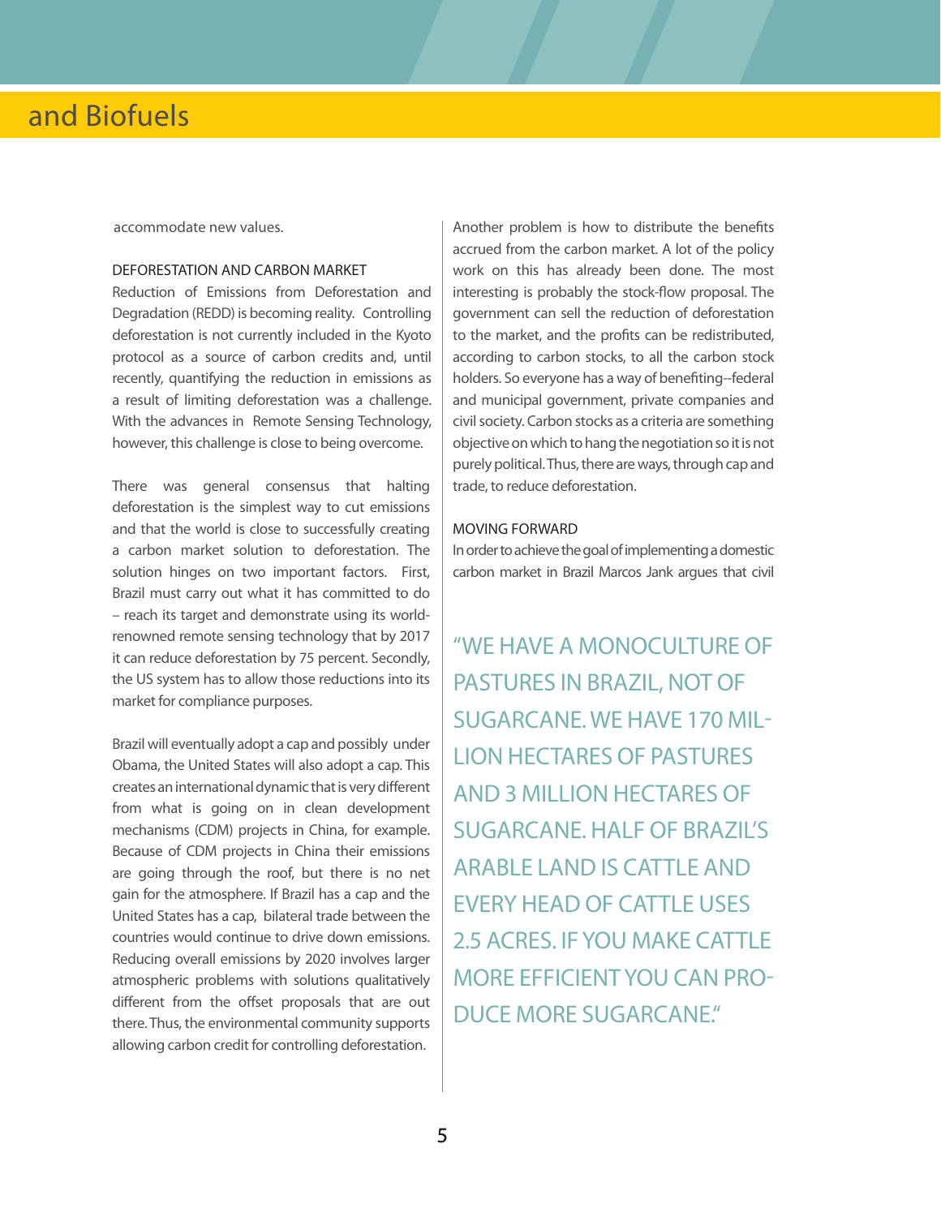accommodate new values.

## DEFORESTATION AND CARBON MARKET

Reduction of Emissions from Deforestation and Degradation (REDD) is becoming reality. Controlling deforestation is not currently included in the Kyoto protocol as a source of carbon credits and, until recently, quantifying the reduction in emissions as a result of limiting deforestation was a challenge. With the advances in Remote Sensing Technology, however, this challenge is close to being overcome.

There was general consensus that halting deforestation is the simplest way to cut emissions and that the world is close to successfully creating a carbon market solution to deforestation. The solution hinges on two important factors. First, Brazil must carry out what it has committed to do – reach its target and demonstrate using its world-renowned remote sensing technology that by 2017 it can reduce deforestation by 75 percent. Secondly, the US system has to allow those reductions into its market for compliance purposes.

Brazil will eventually adopt a cap and possibly under Obama, the United States will also adopt a cap. This creates an international dynamic that is very different from what is going on in clean development mechanisms (CDM) projects in China, for example. Because of CDM projects in China their emissions are going through the roof, but there is no net gain for the atmosphere. If Brazil has a cap and the United States has a cap, bilateral trade between the countries would continue to drive down emissions. Reducing overall emissions by 2020 involves larger atmospheric problems with solutions qualitatively different from the offset proposals that are out there. Thus, the environmental community supports allowing carbon credit for controlling deforestation.

Another problem is how to distribute the benefits accrued from the carbon market. A lot of the policy work on this has already been done. The most interesting is probably the stock-flow proposal. The government can sell the reduction of deforestation to the market, and the profits can be redistributed, according to carbon stocks, to all the carbon stock holders. So everyone has a way of benefiting--federal and municipal government, private companies and civil society. Carbon stocks as a criteria are something objective on which to hang the negotiation so it is not purely political. Thus, there are ways, through cap and trade, to reduce deforestation.

## MOVING FORWARD

In order to achieve the goal of implementing a domestic carbon market in Brazil Marcos Jank argues that civil

> "WE HAVE A MONOCULTURE OF PASTURES IN BRAZIL, NOT OF SUGARCANE. WE HAVE 170 MILLION HECTARES OF PASTURES AND 3 MILLION HECTARES OF SUGARCANE. HALF OF BRAZIL'S ARABLE LAND IS CATTLE AND EVERY HEAD OF CATTLE USES 2.5 ACRES. IF YOU MAKE CATTLE MORE EFFICIENT YOU CAN PRODUCE MORE SUGARCANE."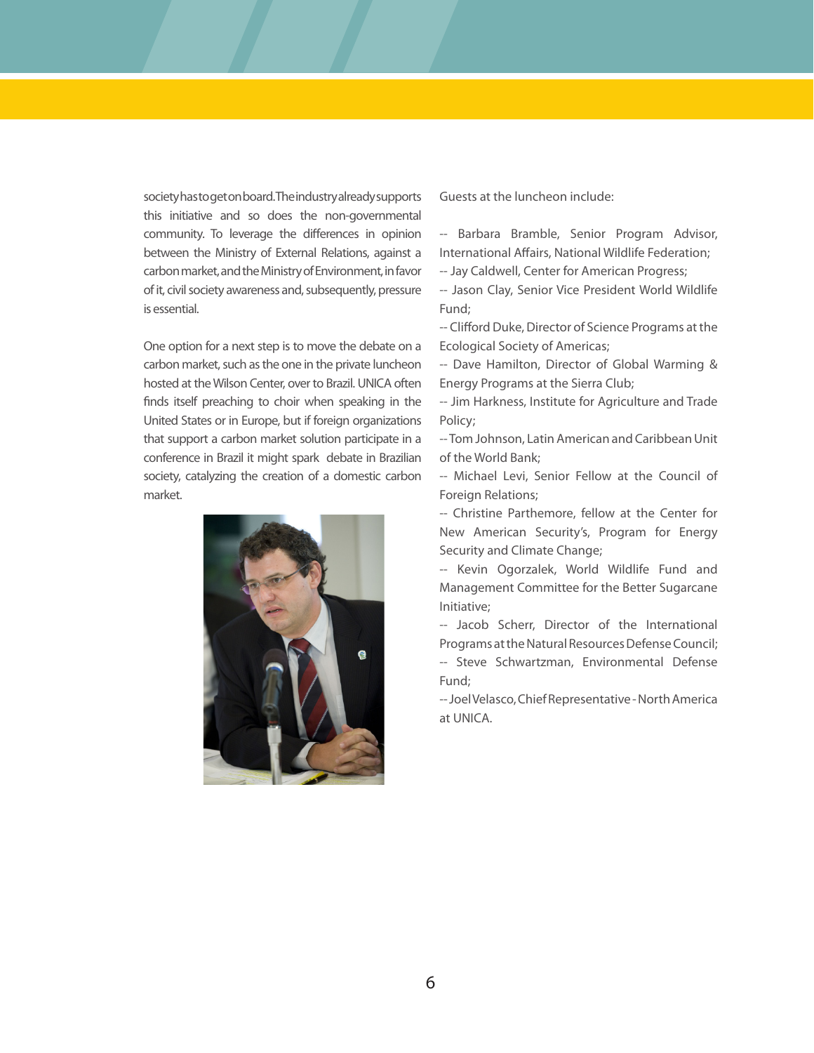society has to get on board. The industry already supports this initiative and so does the non-governmental community. To leverage the differences in opinion between the Ministry of External Relations, against a carbon market, and the Ministry of Environment, in favor of it, civil society awareness and, subsequently, pressure is essential.

One option for a next step is to move the debate on a carbon market, such as the one in the private luncheon hosted at the Wilson Center, over to Brazil. UNICA often finds itself preaching to choir when speaking in the United States or in Europe, but if foreign organizations that support a carbon market solution participate in a conference in Brazil it might spark debate in Brazilian society, catalyzing the creation of a domestic carbon market.

Guests at the luncheon include:

-- Barbara Bramble, Senior Program Advisor, International Affairs, National Wildlife Federation;
-- Jay Caldwell, Center for American Progress;
-- Jason Clay, Senior Vice President World Wildlife Fund;
-- Clifford Duke, Director of Science Programs at the Ecological Society of Americas;
-- Dave Hamilton, Director of Global Warming & Energy Programs at the Sierra Club;
-- Jim Harkness, Institute for Agriculture and Trade Policy;
-- Tom Johnson, Latin American and Caribbean Unit of the World Bank;
-- Michael Levi, Senior Fellow at the Council of Foreign Relations;
-- Christine Parthemore, fellow at the Center for New American Security's, Program for Energy Security and Climate Change;
-- Kevin Ogorzalek, World Wildlife Fund and Management Committee for the Better Sugarcane Initiative;
-- Jacob Scherr, Director of the International Programs at the Natural Resources Defense Council;
-- Steve Schwartzman, Environmental Defense Fund;
-- Joel Velasco, Chief Representative - North America at UNICA.